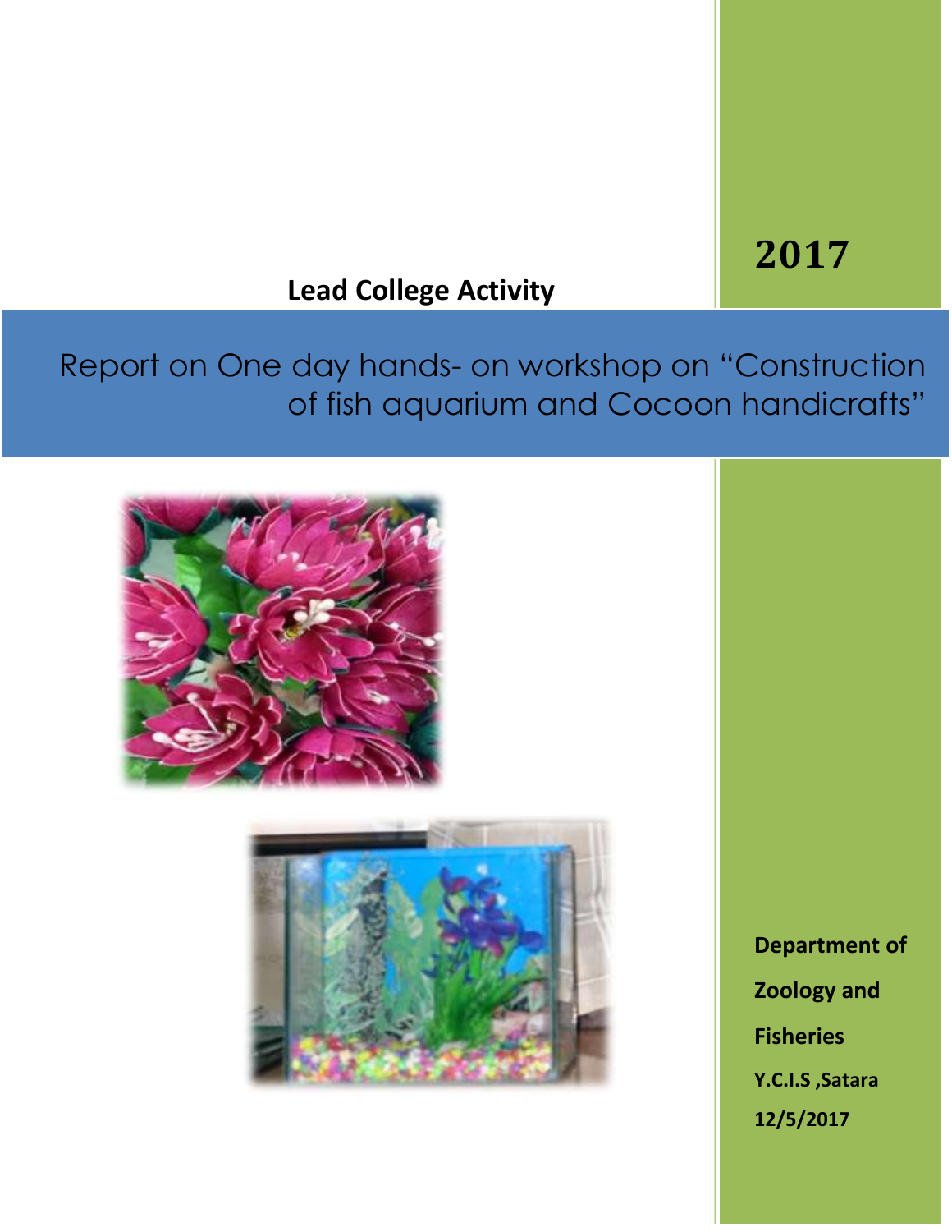**2017**

**Lead College Activity**

# Report on One day hands- on workshop on "Construction of fish aquarium and Cocoon handicrafts"

**Department of Zoology and Fisheries**

**Y.C.I.S ,Satara**

**12/5/2017**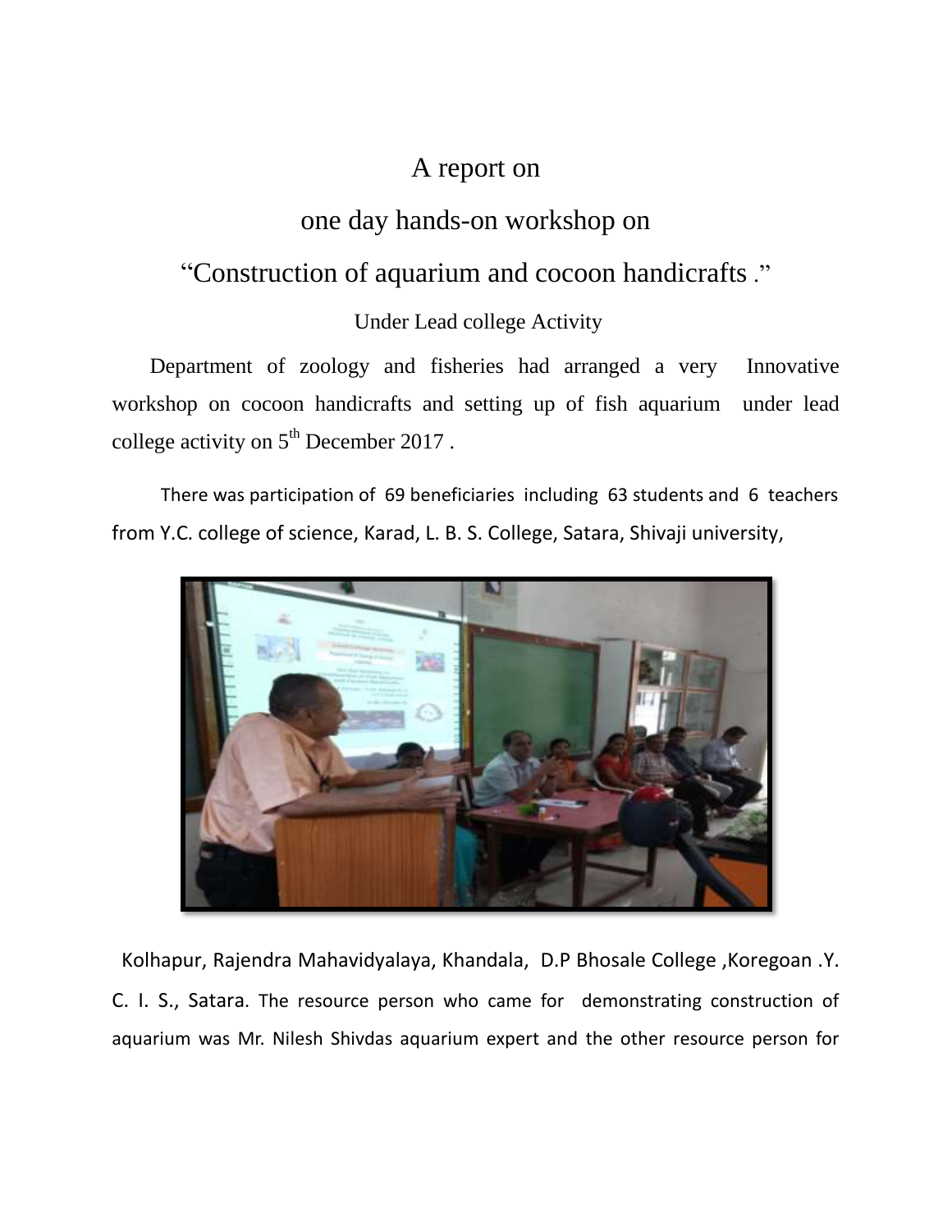# A report on

## one day hands-on workshop on

## "Construction of aquarium and cocoon handicrafts ."

Under Lead college Activity

Department of zoology and fisheries had arranged a very Innovative workshop on cocoon handicrafts and setting up of fish aquarium under lead college activity on 5th December 2017 .

There was participation of 69 beneficiaries including 63 students and 6 teachers from Y.C. college of science, Karad, L. B. S. College, Satara, Shivaji university,

Kolhapur, Rajendra Mahavidyalaya, Khandala, D.P Bhosale College ,Koregoan .Y. C. I. S., Satara. The resource person who came for demonstrating construction of aquarium was Mr. Nilesh Shivdas aquarium expert and the other resource person for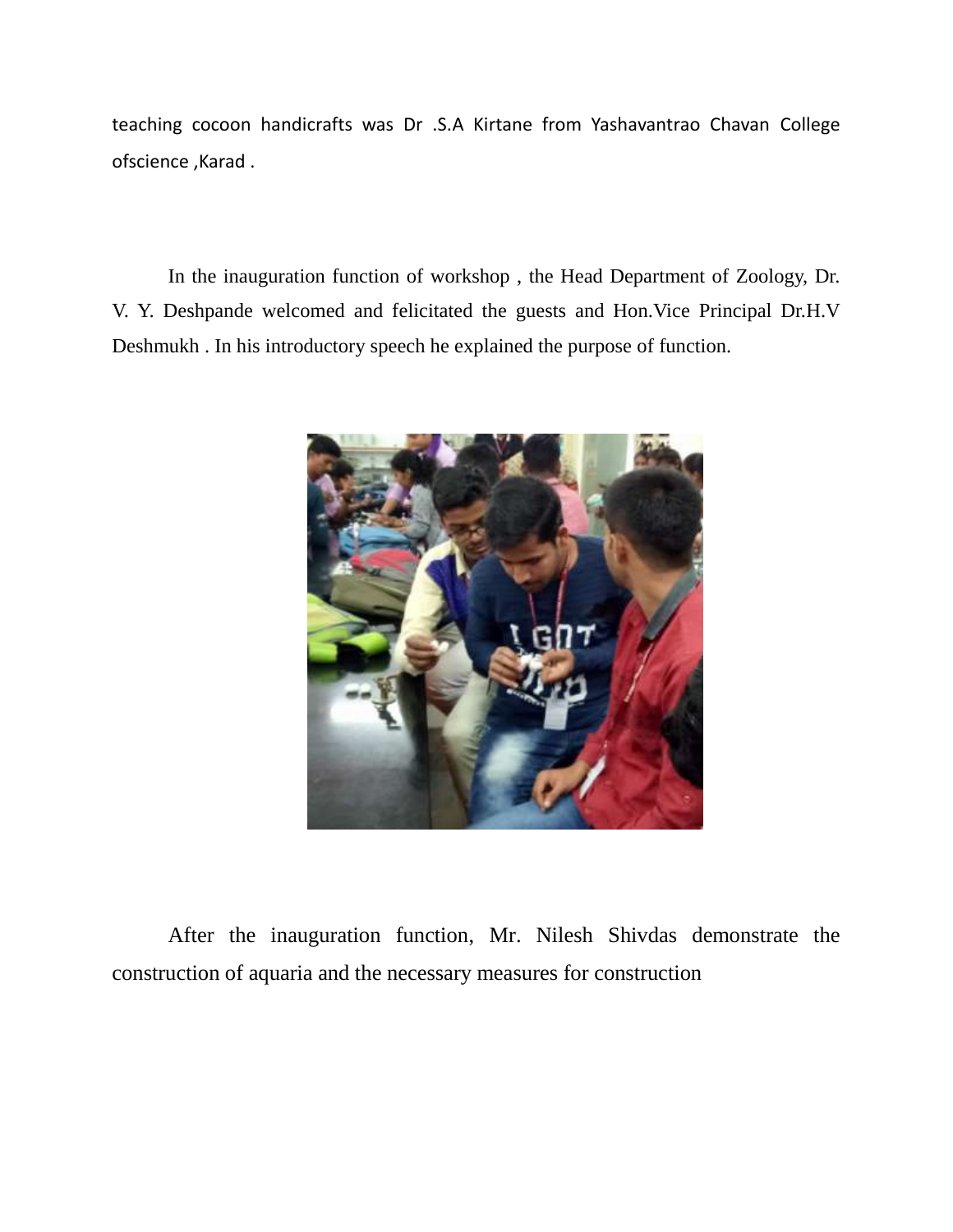teaching cocoon handicrafts was Dr .S.A Kirtane from Yashavantrao Chavan College ofscience ,Karad .

In the inauguration function of workshop , the Head Department of Zoology, Dr. V. Y. Deshpande welcomed and felicitated the guests and Hon.Vice Principal Dr.H.V Deshmukh . In his introductory speech he explained the purpose of function.

After the inauguration function, Mr. Nilesh Shivdas demonstrate the construction of aquaria and the necessary measures for construction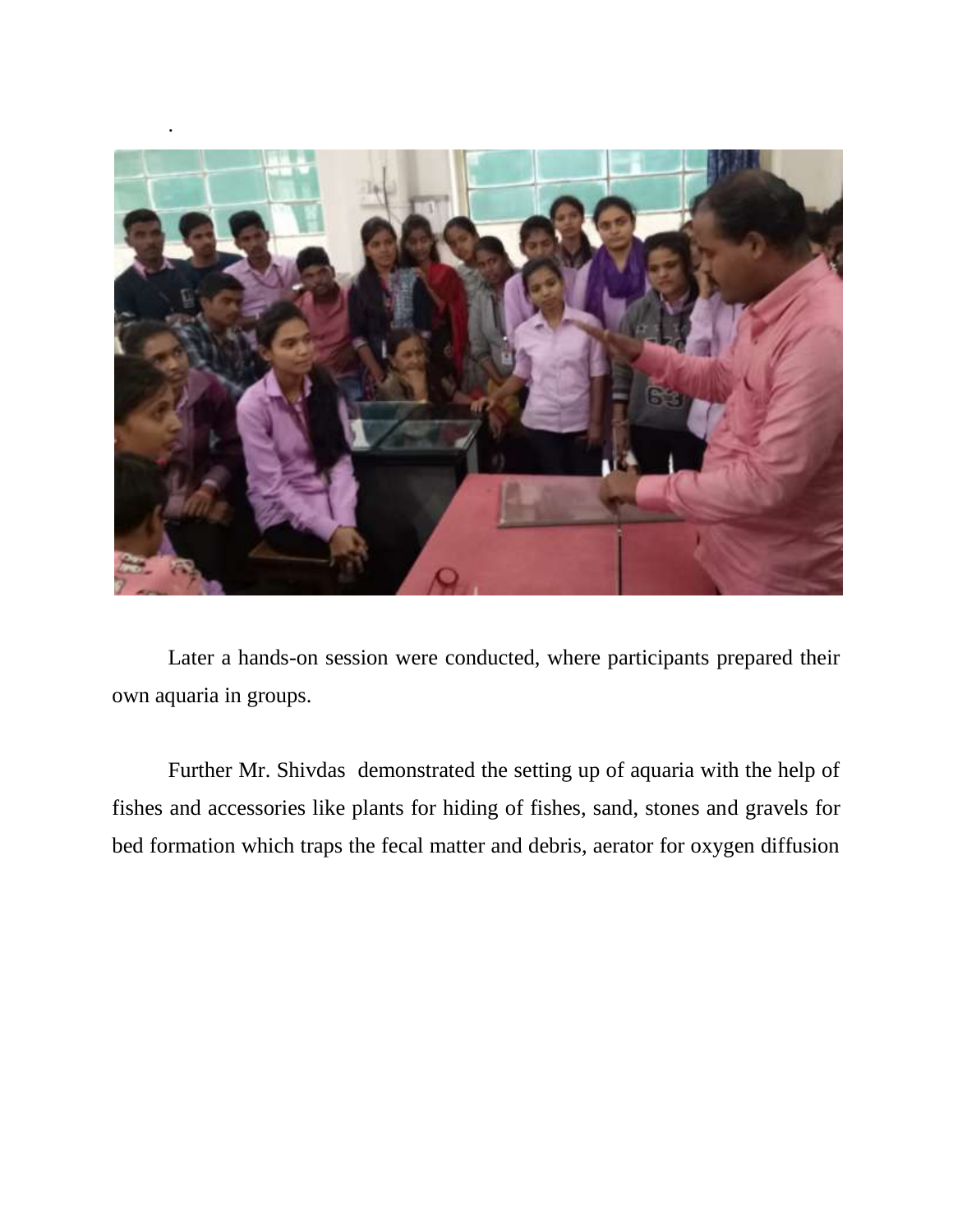Later a hands-on session were conducted, where participants prepared their own aquaria in groups.

Further Mr. Shivdas demonstrated the setting up of aquaria with the help of fishes and accessories like plants for hiding of fishes, sand, stones and gravels for bed formation which traps the fecal matter and debris, aerator for oxygen diffusion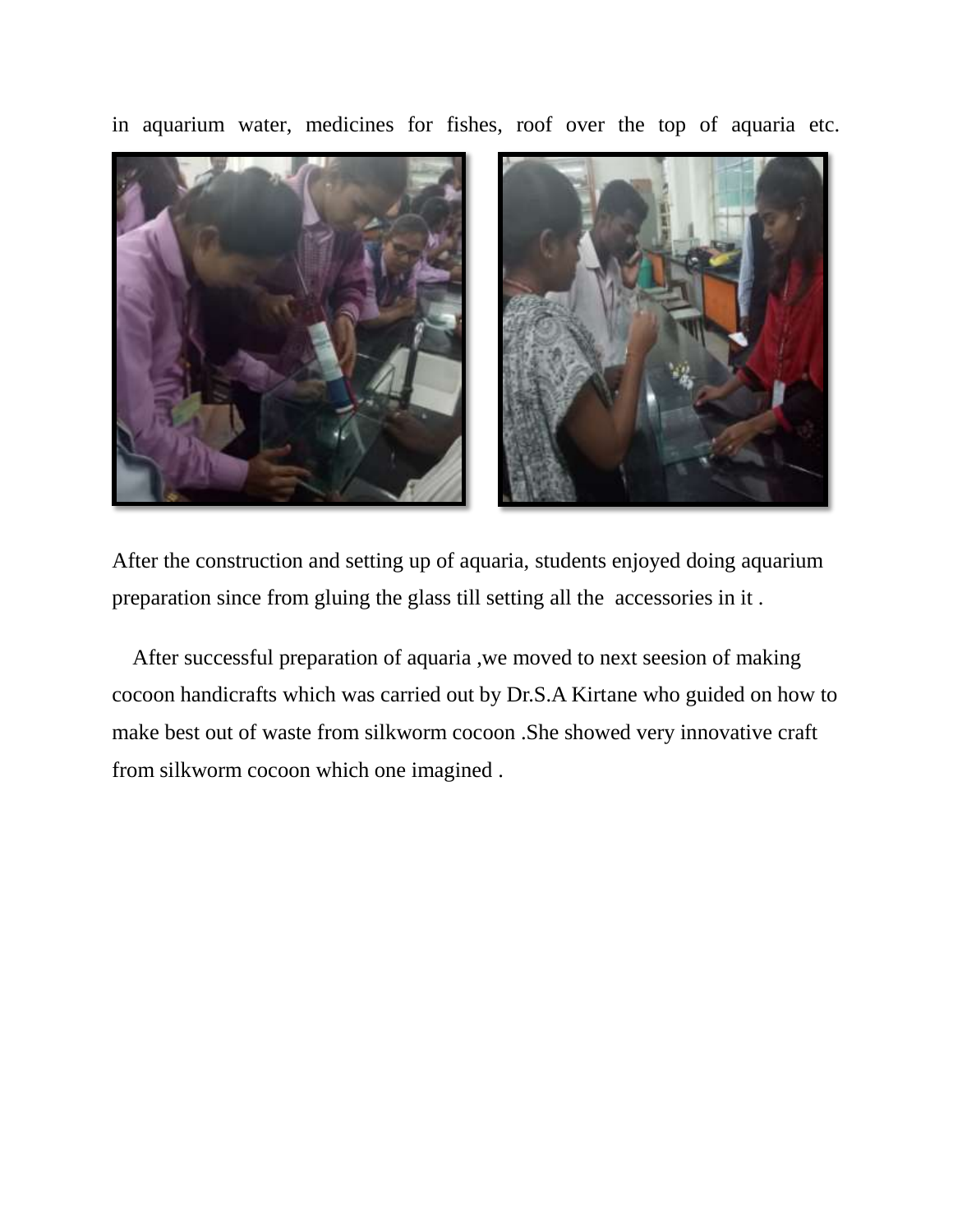in aquarium water, medicines for fishes, roof over the top of aquaria etc.

After the construction and setting up of aquaria, students enjoyed doing aquarium preparation since from gluing the glass till setting all the accessories in it .

After successful preparation of aquaria ,we moved to next seesion of making cocoon handicrafts which was carried out by Dr.S.A Kirtane who guided on how to make best out of waste from silkworm cocoon .She showed very innovative craft from silkworm cocoon which one imagined .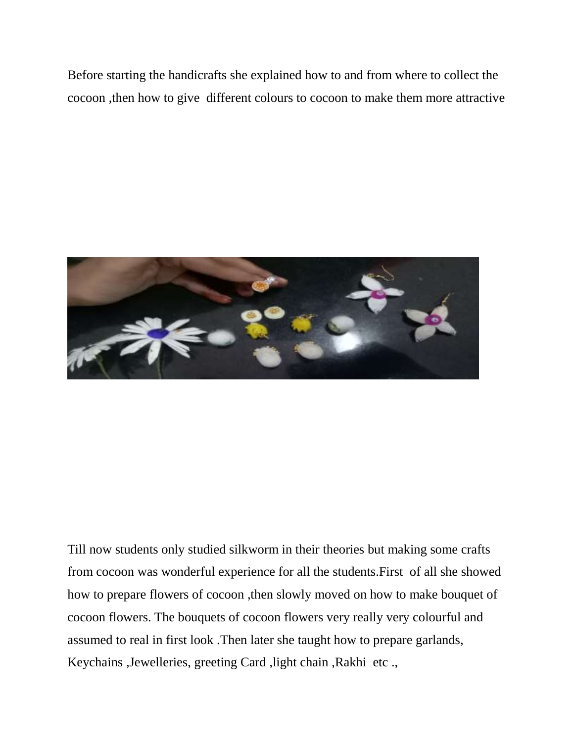Before starting the handicrafts she explained how to and from where to collect the cocoon ,then how to give different colours to cocoon to make them more attractive

Till now students only studied silkworm in their theories but making some crafts from cocoon was wonderful experience for all the students.First of all she showed how to prepare flowers of cocoon ,then slowly moved on how to make bouquet of cocoon flowers. The bouquets of cocoon flowers very really very colourful and assumed to real in first look .Then later she taught how to prepare garlands, Keychains ,Jewelleries, greeting Card ,light chain ,Rakhi etc .,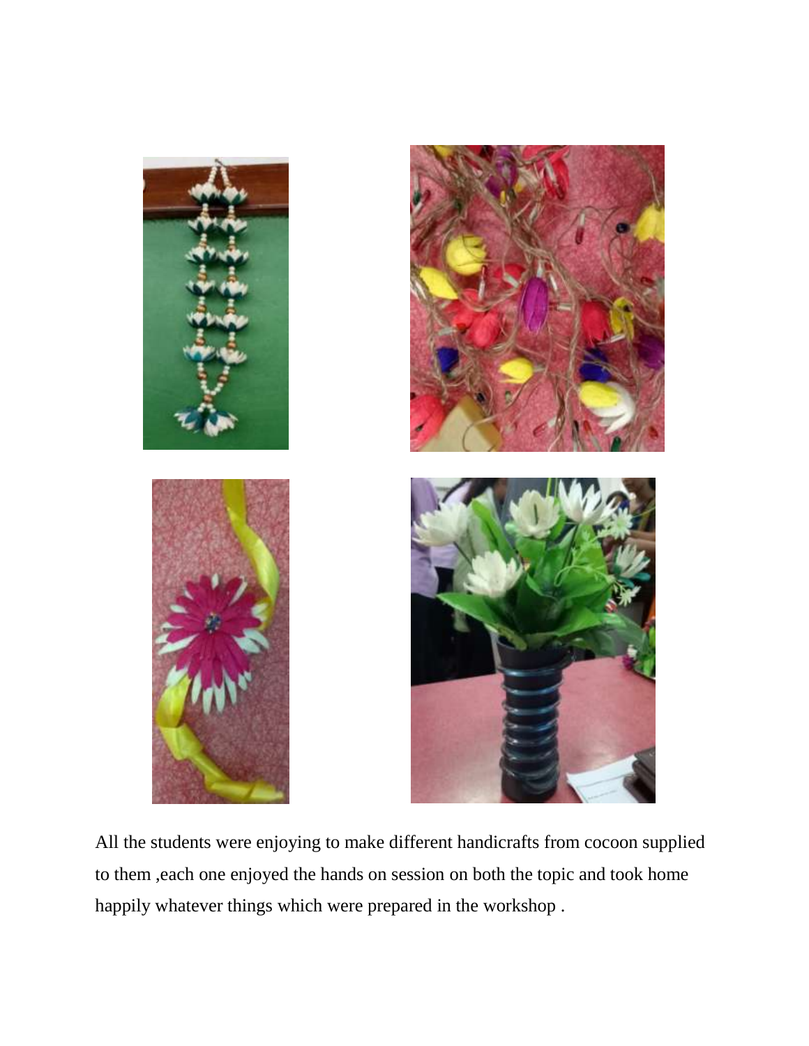All the students were enjoying to make different handicrafts from cocoon supplied to them ,each one enjoyed the hands on session on both the topic and took home happily whatever things which were prepared in the workshop .